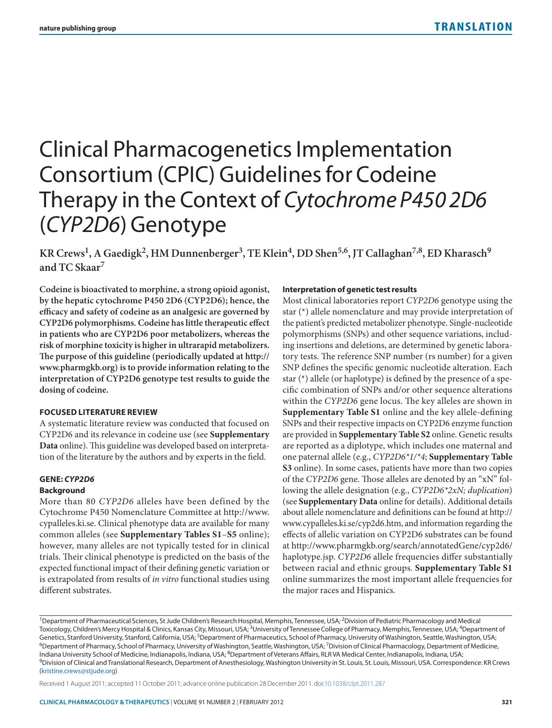# Clinical Pharmacogenetics Implementation Consortium (CPIC) Guidelines for Codeine Therapy in the Context of *Cytochrome P450 2D6* (*CYP2D6*) Genotype

**KR Crews[1], A Gaedigk[2], HM Dunnenberger[3], TE Klein[4], DD Shen[5,6], JT Callaghan[7,8], ED Kharasch[9] and TC Skaar[7]**

**Codeine is bioactivated to morphine, a strong opioid agonist, by the hepatic cytochrome P450 2D6 (CYP2D6); hence, the efficacy and safety of codeine as an analgesic are governed by CYP2D6 polymorphisms. Codeine has little therapeutic effect in patients who are CYP2D6 poor metabolizers, whereas the risk of morphine toxicity is higher in ultrarapid metabolizers. The purpose of this guideline (periodically updated at http://www.pharmgkb.org) is to provide information relating to the interpretation of CYP2D6 genotype test results to guide the dosing of codeine.**

## FOCUSED LITERATURE REVIEW

A systematic literature review was conducted that focused on CYP2D6 and its relevance in codeine use (see **Supplementary Data** online). This guideline was developed based on interpretation of the literature by the authors and by experts in the field.

## GENE: *CYP2D6*

### Background

More than 80 *CYP2D6* alleles have been defined by the Cytochrome P450 Nomenclature Committee at http://www.cypalleles.ki.se. Clinical phenotype data are available for many common alleles (see **Supplementary Tables S1**–**S5** online); however, many alleles are not typically tested for in clinical trials. Their clinical phenotype is predicted on the basis of the expected functional impact of their defining genetic variation or is extrapolated from results of *in vitro* functional studies using different substrates.

### Interpretation of genetic test results

Most clinical laboratories report *CYP2D6* genotype using the star (*) allele nomenclature and may provide interpretation of the patient's predicted metabolizer phenotype. Single-nucleotide polymorphisms (SNPs) and other sequence variations, including insertions and deletions, are determined by genetic laboratory tests. The reference SNP number (rs number) for a given SNP defines the specific genomic nucleotide alteration. Each star (*) allele (or haplotype) is defined by the presence of a specific combination of SNPs and/or other sequence alterations within the *CYP2D6* gene locus. The key alleles are shown in **Supplementary Table S1** online and the key allele-defining SNPs and their respective impacts on CYP2D6 enzyme function are provided in **Supplementary Table S2** online. Genetic results are reported as a diplotype, which includes one maternal and one paternal allele (e.g., *CYP2D6*1/*4*; **Supplementary Table S3** online). In some cases, patients have more than two copies of the *CYP2D6* gene. Those alleles are denoted by an "xN" following the allele designation (e.g., *CYP2D6*2xN; duplication*) (see **Supplementary Data** online for details). Additional details about allele nomenclature and definitions can be found at http://www.cypalleles.ki.se/cyp2d6.htm, and information regarding the effects of allelic variation on CYP2D6 substrates can be found at http://www.pharmgkb.org/search/annotatedGene/cyp2d6/haplotype.jsp. *CYP2D6* allele frequencies differ substantially between racial and ethnic groups. **Supplementary Table S1** online summarizes the most important allele frequencies for the major races and Hispanics.

---

[1]Department of Pharmaceutical Sciences, St Jude Children's Research Hospital, Memphis, Tennessee, USA; [2]Division of Pediatric Pharmacology and Medical Toxicology, Children's Mercy Hospital & Clinics, Kansas City, Missouri, USA; [3]University of Tennessee College of Pharmacy, Memphis, Tennessee, USA; [4]Department of Genetics, Stanford University, Stanford, California, USA; [5]Department of Pharmaceutics, School of Pharmacy, University of Washington, Seattle, Washington, USA; [6]Department of Pharmacy, School of Pharmacy, University of Washington, Seattle, Washington, USA; [7]Division of Clinical Pharmacology, Department of Medicine, Indiana University School of Medicine, Indianapolis, Indiana, USA; [8]Department of Veterans Affairs, RLR VA Medical Center, Indianapolis, Indiana, USA; [9]Division of Clinical and Translational Research, Department of Anesthesiology, Washington University in St. Louis, St. Louis, Missouri, USA. Correspondence: KR Crews (kristine.crews@stjude.org)

Received 1 August 2011; accepted 11 October 2011; advance online publication 28 December 2011. doi:10.1038/clpt.2011.287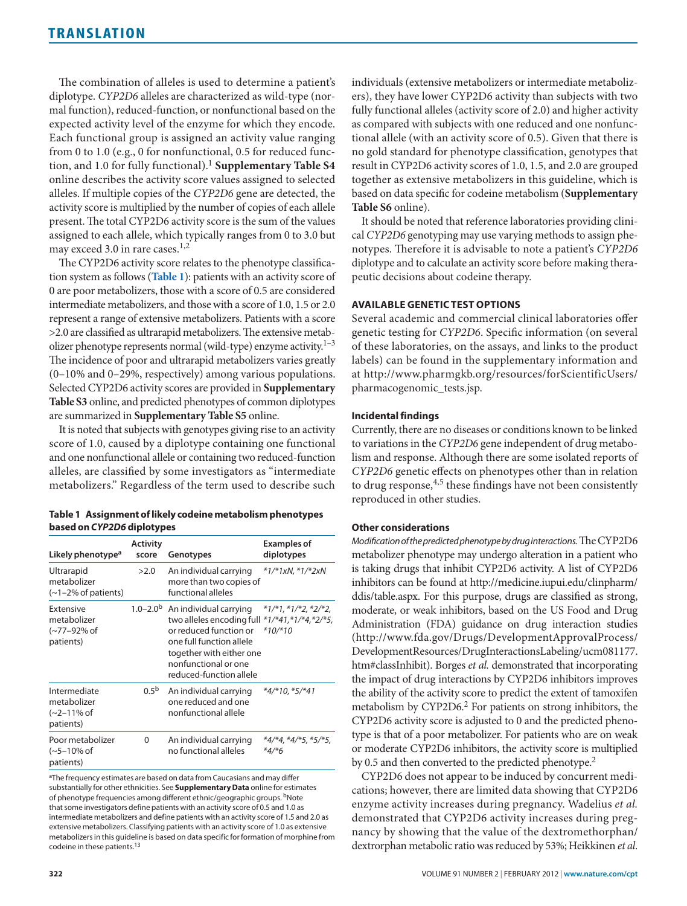The combination of alleles is used to determine a patient's diplotype. *CYP2D6* alleles are characterized as wild-type (normal function), reduced-function, or nonfunctional based on the expected activity level of the enzyme for which they encode. Each functional group is assigned an activity value ranging from 0 to 1.0 (e.g., 0 for nonfunctional, 0.5 for reduced function, and 1.0 for fully functional).[1] **Supplementary Table S4** online describes the activity score values assigned to selected alleles. If multiple copies of the *CYP2D6* gene are detected, the activity score is multiplied by the number of copies of each allele present. The total CYP2D6 activity score is the sum of the values assigned to each allele, which typically ranges from 0 to 3.0 but may exceed 3.0 in rare cases.[1,2]

The CYP2D6 activity score relates to the phenotype classification system as follows (**Table 1**): patients with an activity score of 0 are poor metabolizers, those with a score of 0.5 are considered intermediate metabolizers, and those with a score of 1.0, 1.5 or 2.0 represent a range of extensive metabolizers. Patients with a score >2.0 are classified as ultrarapid metabolizers. The extensive metabolizer phenotype represents normal (wild-type) enzyme activity.[1–3] The incidence of poor and ultrarapid metabolizers varies greatly (0–10% and 0–29%, respectively) among various populations. Selected CYP2D6 activity scores are provided in **Supplementary Table S3** online, and predicted phenotypes of common diplotypes are summarized in **Supplementary Table S5** online.

It is noted that subjects with genotypes giving rise to an activity score of 1.0, caused by a diplotype containing one functional and one nonfunctional allele or containing two reduced-function alleles, are classified by some investigators as "intermediate metabolizers." Regardless of the term used to describe such individuals (extensive metabolizers or intermediate metabolizers), they have lower CYP2D6 activity than subjects with two fully functional alleles (activity score of 2.0) and higher activity as compared with subjects with one reduced and one nonfunctional allele (with an activity score of 0.5). Given that there is no gold standard for phenotype classification, genotypes that result in CYP2D6 activity scores of 1.0, 1.5, and 2.0 are grouped together as extensive metabolizers in this guideline, which is based on data specific for codeine metabolism (**Supplementary Table S6** online).

It should be noted that reference laboratories providing clinical *CYP2D6* genotyping may use varying methods to assign phenotypes. Therefore it is advisable to note a patient's *CYP2D6* diplotype and to calculate an activity score before making therapeutic decisions about codeine therapy.

**Table 1 Assignment of likely codeine metabolism phenotypes based on *CYP2D6* diplotypes**

| Likely phenotype[a] | Activity score | Genotypes | Examples of diplotypes |
|---|---|---|---|
| Ultrarapid metabolizer (~1–2% of patients) | >2.0 | An individual carrying more than two copies of functional alleles | *1/*1xN, *1/*2xN |
| Extensive metabolizer (~77–92% of patients) | 1.0–2.0[b] | An individual carrying two alleles encoding full or reduced function or one full function allele together with either one nonfunctional or one reduced-function allele | *1/*1, *1/*2, *2/*2, *1/*41, *1/*4, *2/*5, *10/*10 |
| Intermediate metabolizer (~2–11% of patients) | 0.5[b] | An individual carrying one reduced and one nonfunctional allele | *4/*10, *5/*41 |
| Poor metabolizer (~5–10% of patients) | 0 | An individual carrying no functional alleles | *4/*4, *4/*5, *5/*5, *4/*6 |

[a]The frequency estimates are based on data from Caucasians and may differ substantially for other ethnicities. See **Supplementary Data** online for estimates of phenotype frequencies among different ethnic/geographic groups. [b]Note that some investigators define patients with an activity score of 0.5 and 1.0 as intermediate metabolizers and define patients with an activity score of 1.5 and 2.0 as extensive metabolizers. Classifying patients with an activity score of 1.0 as extensive metabolizers in this guideline is based on data specific for formation of morphine from codeine in these patients.[13]

## AVAILABLE GENETIC TEST OPTIONS

Several academic and commercial clinical laboratories offer genetic testing for *CYP2D6*. Specific information (on several of these laboratories, on the assays, and links to the product labels) can be found in the supplementary information and at http://www.pharmgkb.org/resources/forScientificUsers/pharmacogenomic_tests.jsp.

### Incidental findings

Currently, there are no diseases or conditions known to be linked to variations in the *CYP2D6* gene independent of drug metabolism and response. Although there are some isolated reports of *CYP2D6* genetic effects on phenotypes other than in relation to drug response,[4,5] these findings have not been consistently reproduced in other studies.

### Other considerations

*Modification of the predicted phenotype by drug interactions.* The CYP2D6 metabolizer phenotype may undergo alteration in a patient who is taking drugs that inhibit CYP2D6 activity. A list of CYP2D6 inhibitors can be found at http://medicine.iupui.edu/clinpharm/ddis/table.aspx. For this purpose, drugs are classified as strong, moderate, or weak inhibitors, based on the US Food and Drug Administration (FDA) guidance on drug interaction studies (http://www.fda.gov/Drugs/DevelopmentApprovalProcess/DevelopmentResources/DrugInteractionsLabeling/ucm081177.htm#classInhibit). Borges *et al.* demonstrated that incorporating the impact of drug interactions by CYP2D6 inhibitors improves the ability of the activity score to predict the extent of tamoxifen metabolism by CYP2D6.[2] For patients on strong inhibitors, the CYP2D6 activity score is adjusted to 0 and the predicted phenotype is that of a poor metabolizer. For patients who are on weak or moderate CYP2D6 inhibitors, the activity score is multiplied by 0.5 and then converted to the predicted phenotype.[2]

CYP2D6 does not appear to be induced by concurrent medications; however, there are limited data showing that CYP2D6 enzyme activity increases during pregnancy. Wadelius *et al.* demonstrated that CYP2D6 activity increases during pregnancy by showing that the value of the dextromethorphan/dextrorphan metabolic ratio was reduced by 53%; Heikkinen *et al.*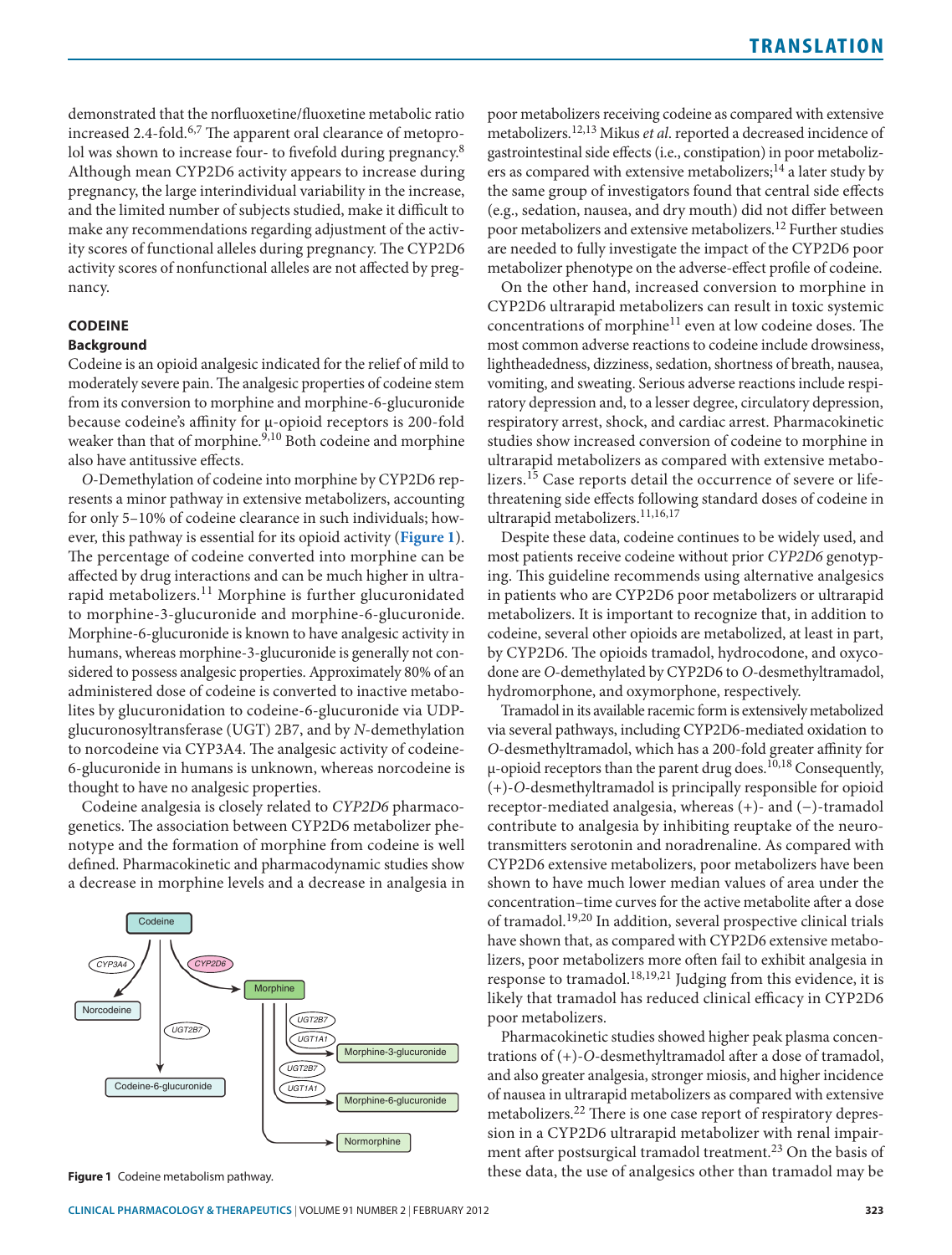demonstrated that the norfluoxetine/fluoxetine metabolic ratio increased 2.4-fold.[6,7] The apparent oral clearance of metoprolol was shown to increase four- to fivefold during pregnancy.[8] Although mean CYP2D6 activity appears to increase during pregnancy, the large interindividual variability in the increase, and the limited number of subjects studied, make it difficult to make any recommendations regarding adjustment of the activity scores of functional alleles during pregnancy. The CYP2D6 activity scores of nonfunctional alleles are not affected by pregnancy.

## CODEINE

### Background

Codeine is an opioid analgesic indicated for the relief of mild to moderately severe pain. The analgesic properties of codeine stem from its conversion to morphine and morphine-6-glucuronide because codeine's affinity for μ-opioid receptors is 200-fold weaker than that of morphine.[9,10] Both codeine and morphine also have antitussive effects.

*O*-Demethylation of codeine into morphine by CYP2D6 represents a minor pathway in extensive metabolizers, accounting for only 5–10% of codeine clearance in such individuals; however, this pathway is essential for its opioid activity (**Figure 1**). The percentage of codeine converted into morphine can be affected by drug interactions and can be much higher in ultrarapid metabolizers.[11] Morphine is further glucuronidated to morphine-3-glucuronide and morphine-6-glucuronide. Morphine-6-glucuronide is known to have analgesic activity in humans, whereas morphine-3-glucuronide is generally not considered to possess analgesic properties. Approximately 80% of an administered dose of codeine is converted to inactive metabolites by glucuronidation to codeine-6-glucuronide via UDP-glucuronosyltransferase (UGT) 2B7, and by *N*-demethylation to norcodeine via CYP3A4. The analgesic activity of codeine-6-glucuronide in humans is unknown, whereas norcodeine is thought to have no analgesic properties.

Codeine analgesia is closely related to *CYP2D6* pharmacogenetics. The association between CYP2D6 metabolizer phenotype and the formation of morphine from codeine is well defined. Pharmacokinetic and pharmacodynamic studies show a decrease in morphine levels and a decrease in analgesia in poor metabolizers receiving codeine as compared with extensive metabolizers.[12,13] Mikus *et al.* reported a decreased incidence of gastrointestinal side effects (i.e., constipation) in poor metabolizers as compared with extensive metabolizers;[14] a later study by the same group of investigators found that central side effects (e.g., sedation, nausea, and dry mouth) did not differ between poor metabolizers and extensive metabolizers.[12] Further studies are needed to fully investigate the impact of the CYP2D6 poor metabolizer phenotype on the adverse-effect profile of codeine.

On the other hand, increased conversion to morphine in CYP2D6 ultrarapid metabolizers can result in toxic systemic concentrations of morphine[11] even at low codeine doses. The most common adverse reactions to codeine include drowsiness, lightheadedness, dizziness, sedation, shortness of breath, nausea, vomiting, and sweating. Serious adverse reactions include respiratory depression and, to a lesser degree, circulatory depression, respiratory arrest, shock, and cardiac arrest. Pharmacokinetic studies show increased conversion of codeine to morphine in ultrarapid metabolizers as compared with extensive metabolizers.[15] Case reports detail the occurrence of severe or life-threatening side effects following standard doses of codeine in ultrarapid metabolizers.[11,16,17]

Despite these data, codeine continues to be widely used, and most patients receive codeine without prior *CYP2D6* genotyping. This guideline recommends using alternative analgesics in patients who are CYP2D6 poor metabolizers or ultrarapid metabolizers. It is important to recognize that, in addition to codeine, several other opioids are metabolized, at least in part, by CYP2D6. The opioids tramadol, hydrocodone, and oxycodone are *O*-demethylated by CYP2D6 to *O*-desmethyltramadol, hydromorphone, and oxymorphone, respectively.

Tramadol in its available racemic form is extensively metabolized via several pathways, including CYP2D6-mediated oxidation to *O*-desmethyltramadol, which has a 200-fold greater affinity for μ-opioid receptors than the parent drug does.[10,18] Consequently, (+)-*O*-desmethyltramadol is principally responsible for opioid receptor-mediated analgesia, whereas (+)- and (−)-tramadol contribute to analgesia by inhibiting reuptake of the neurotransmitters serotonin and noradrenaline. As compared with CYP2D6 extensive metabolizers, poor metabolizers have been shown to have much lower median values of area under the concentration–time curves for the active metabolite after a dose of tramadol.[19,20] In addition, several prospective clinical trials have shown that, as compared with CYP2D6 extensive metabolizers, poor metabolizers more often fail to exhibit analgesia in response to tramadol.[18,19,21] Judging from this evidence, it is likely that tramadol has reduced clinical efficacy in CYP2D6 poor metabolizers.

Pharmacokinetic studies showed higher peak plasma concentrations of (+)-*O*-desmethyltramadol after a dose of tramadol, and also greater analgesia, stronger miosis, and higher incidence of nausea in ultrarapid metabolizers as compared with extensive metabolizers.[22] There is one case report of respiratory depression in a CYP2D6 ultrarapid metabolizer with renal impairment after postsurgical tramadol treatment.[23] On the basis of these data, the use of analgesics other than tramadol may be

**Figure 1** Codeine metabolism pathway.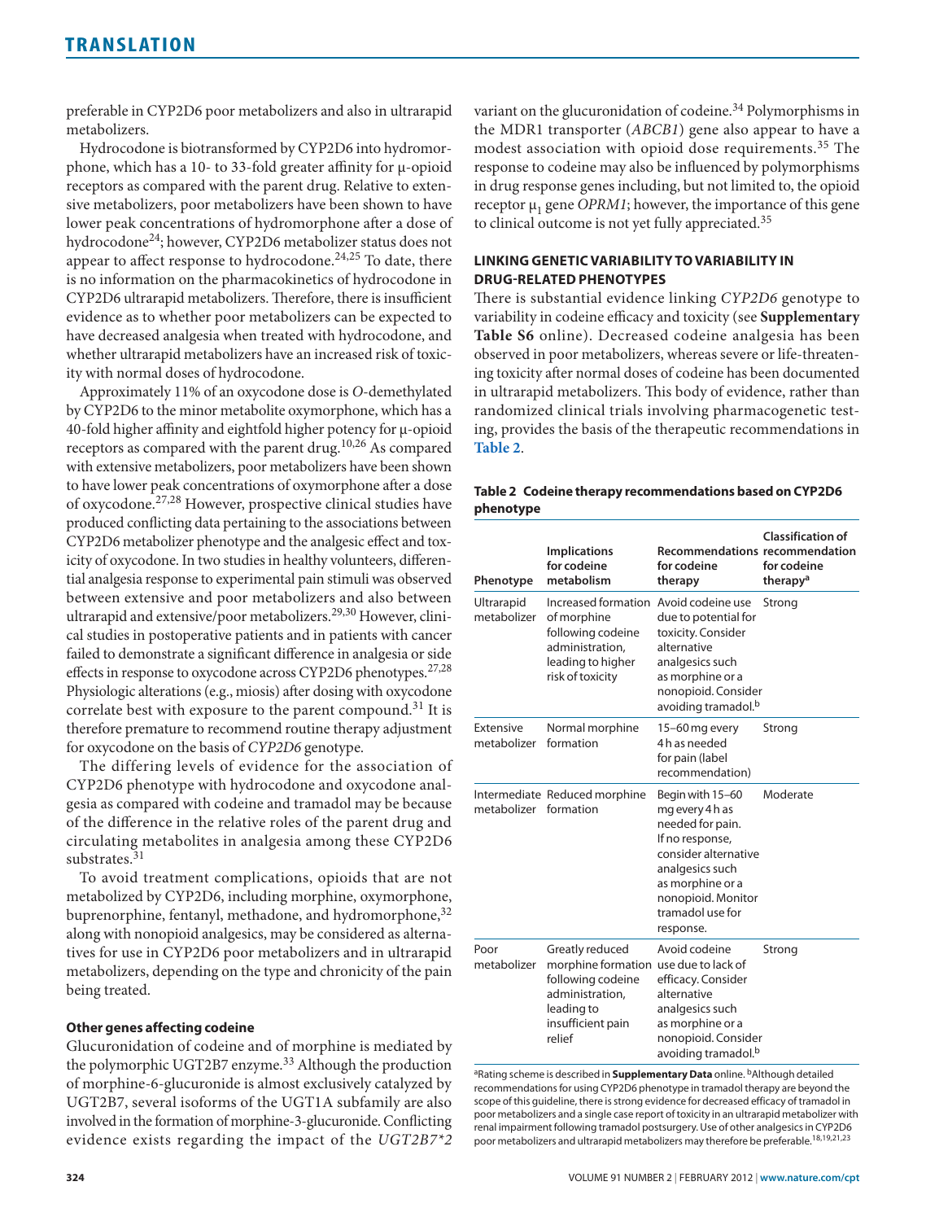preferable in CYP2D6 poor metabolizers and also in ultrarapid metabolizers.

Hydrocodone is biotransformed by CYP2D6 into hydromorphone, which has a 10- to 33-fold greater affinity for μ-opioid receptors as compared with the parent drug. Relative to extensive metabolizers, poor metabolizers have been shown to have lower peak concentrations of hydromorphone after a dose of hydrocodone[24]; however, CYP2D6 metabolizer status does not appear to affect response to hydrocodone.[24,25] To date, there is no information on the pharmacokinetics of hydrocodone in CYP2D6 ultrarapid metabolizers. Therefore, there is insufficient evidence as to whether poor metabolizers can be expected to have decreased analgesia when treated with hydrocodone, and whether ultrarapid metabolizers have an increased risk of toxicity with normal doses of hydrocodone.

Approximately 11% of an oxycodone dose is *O*-demethylated by CYP2D6 to the minor metabolite oxymorphone, which has a 40-fold higher affinity and eightfold higher potency for μ-opioid receptors as compared with the parent drug.[10,26] As compared with extensive metabolizers, poor metabolizers have been shown to have lower peak concentrations of oxymorphone after a dose of oxycodone.[27,28] However, prospective clinical studies have produced conflicting data pertaining to the associations between CYP2D6 metabolizer phenotype and the analgesic effect and toxicity of oxycodone. In two studies in healthy volunteers, differential analgesia response to experimental pain stimuli was observed between extensive and poor metabolizers and also between ultrarapid and extensive/poor metabolizers.[29,30] However, clinical studies in postoperative patients and in patients with cancer failed to demonstrate a significant difference in analgesia or side effects in response to oxycodone across CYP2D6 phenotypes.[27,28] Physiologic alterations (e.g., miosis) after dosing with oxycodone correlate best with exposure to the parent compound.[31] It is therefore premature to recommend routine therapy adjustment for oxycodone on the basis of *CYP2D6* genotype.

The differing levels of evidence for the association of CYP2D6 phenotype with hydrocodone and oxycodone analgesia as compared with codeine and tramadol may be because of the difference in the relative roles of the parent drug and circulating metabolites in analgesia among these CYP2D6 substrates.[31]

To avoid treatment complications, opioids that are not metabolized by CYP2D6, including morphine, oxymorphone, buprenorphine, fentanyl, methadone, and hydromorphone,[32] along with nonopioid analgesics, may be considered as alternatives for use in CYP2D6 poor metabolizers and in ultrarapid metabolizers, depending on the type and chronicity of the pain being treated.

### Other genes affecting codeine

Glucuronidation of codeine and of morphine is mediated by the polymorphic UGT2B7 enzyme.[33] Although the production of morphine-6-glucuronide is almost exclusively catalyzed by UGT2B7, several isoforms of the UGT1A subfamily are also involved in the formation of morphine-3-glucuronide. Conflicting evidence exists regarding the impact of the *UGT2B7\*2* variant on the glucuronidation of codeine.[34] Polymorphisms in the MDR1 transporter (*ABCB1*) gene also appear to have a modest association with opioid dose requirements.[35] The response to codeine may also be influenced by polymorphisms in drug response genes including, but not limited to, the opioid receptor $\mu_1$ gene *OPRM1*; however, the importance of this gene to clinical outcome is not yet fully appreciated.[35]

## LINKING GENETIC VARIABILITY TO VARIABILITY IN DRUG-RELATED PHENOTYPES

There is substantial evidence linking *CYP2D6* genotype to variability in codeine efficacy and toxicity (see **Supplementary Table S6** online). Decreased codeine analgesia has been observed in poor metabolizers, whereas severe or life-threatening toxicity after normal doses of codeine has been documented in ultrarapid metabolizers. This body of evidence, rather than randomized clinical trials involving pharmacogenetic testing, provides the basis of the therapeutic recommendations in **Table 2**.

**Table 2 Codeine therapy recommendations based on CYP2D6 phenotype**

| Phenotype | Implications for codeine metabolism | Recommendations for codeine therapy | Classification of recommendation for codeine therapy[a] |
|---|---|---|---|
| Ultrarapid metabolizer | Increased formation of morphine following codeine administration, leading to higher risk of toxicity | Avoid codeine use due to potential for toxicity. Consider alternative analgesics such as morphine or a nonopioid. Consider avoiding tramadol.[b] | Strong |
| Extensive metabolizer | Normal morphine formation | 15–60 mg every 4 h as needed for pain (label recommendation) | Strong |
| Intermediate metabolizer | Reduced morphine formation | Begin with 15–60 mg every 4 h as needed for pain. If no response, consider alternative analgesics such as morphine or a nonopioid. Monitor tramadol use for response. | Moderate |
| Poor metabolizer | Greatly reduced morphine formation following codeine administration, leading to insufficient pain relief | Avoid codeine use due to lack of efficacy. Consider alternative analgesics such as morphine or a nonopioid. Consider avoiding tramadol.[b] | Strong |

[a]Rating scheme is described in **Supplementary Data** online. [b]Although detailed recommendations for using CYP2D6 phenotype in tramadol therapy are beyond the scope of this guideline, there is strong evidence for decreased efficacy of tramadol in poor metabolizers and a single case report of toxicity in an ultrarapid metabolizer with renal impairment following tramadol postsurgery. Use of other analgesics in CYP2D6 poor metabolizers and ultrarapid metabolizers may therefore be preferable.[18,19,21,23]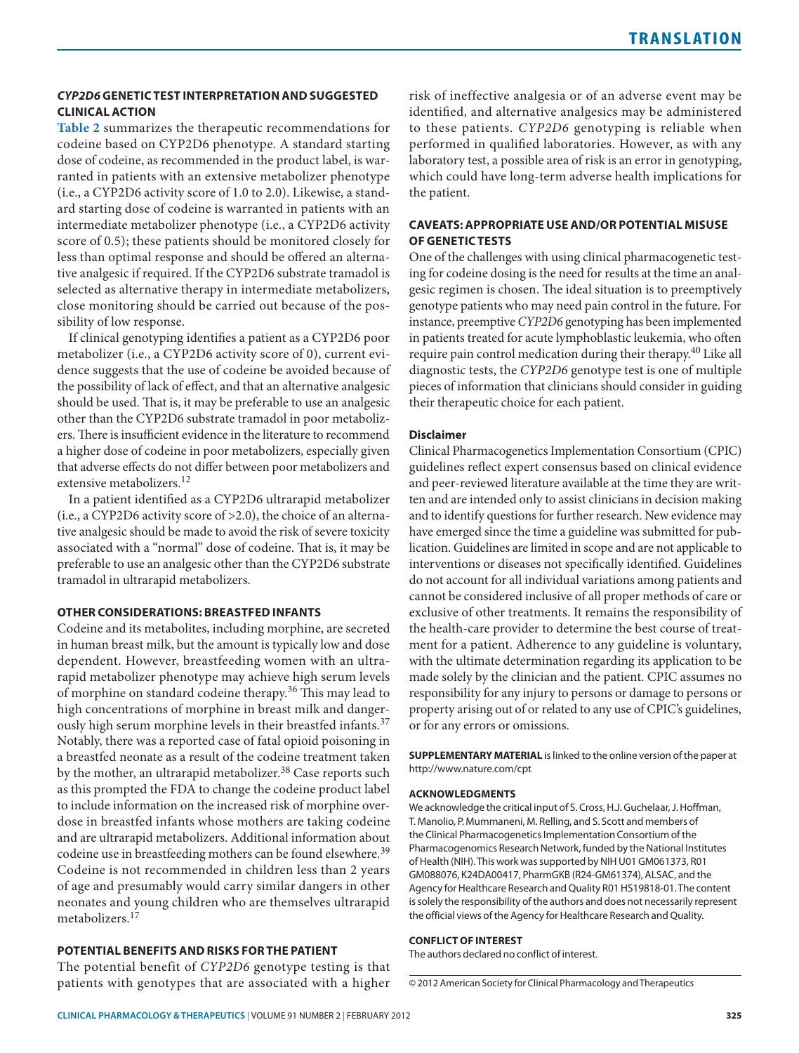### *CYP2D6* GENETIC TEST INTERPRETATION AND SUGGESTED CLINICAL ACTION

Table 2 summarizes the therapeutic recommendations for codeine based on CYP2D6 phenotype. A standard starting dose of codeine, as recommended in the product label, is warranted in patients with an extensive metabolizer phenotype (i.e., a CYP2D6 activity score of 1.0 to 2.0). Likewise, a standard starting dose of codeine is warranted in patients with an intermediate metabolizer phenotype (i.e., a CYP2D6 activity score of 0.5); these patients should be monitored closely for less than optimal response and should be offered an alternative analgesic if required. If the CYP2D6 substrate tramadol is selected as alternative therapy in intermediate metabolizers, close monitoring should be carried out because of the possibility of low response.

If clinical genotyping identifies a patient as a CYP2D6 poor metabolizer (i.e., a CYP2D6 activity score of 0), current evidence suggests that the use of codeine be avoided because of the possibility of lack of effect, and that an alternative analgesic should be used. That is, it may be preferable to use an analgesic other than the CYP2D6 substrate tramadol in poor metabolizers. There is insufficient evidence in the literature to recommend a higher dose of codeine in poor metabolizers, especially given that adverse effects do not differ between poor metabolizers and extensive metabolizers.[12]

In a patient identified as a CYP2D6 ultrarapid metabolizer (i.e., a CYP2D6 activity score of >2.0), the choice of an alternative analgesic should be made to avoid the risk of severe toxicity associated with a "normal" dose of codeine. That is, it may be preferable to use an analgesic other than the CYP2D6 substrate tramadol in ultrarapid metabolizers.

### OTHER CONSIDERATIONS: BREASTFED INFANTS

Codeine and its metabolites, including morphine, are secreted in human breast milk, but the amount is typically low and dose dependent. However, breastfeeding women with an ultrarapid metabolizer phenotype may achieve high serum levels of morphine on standard codeine therapy.[36] This may lead to high concentrations of morphine in breast milk and dangerously high serum morphine levels in their breastfed infants.[37] Notably, there was a reported case of fatal opioid poisoning in a breastfed neonate as a result of the codeine treatment taken by the mother, an ultrarapid metabolizer.[38] Case reports such as this prompted the FDA to change the codeine product label to include information on the increased risk of morphine overdose in breastfed infants whose mothers are taking codeine and are ultrarapid metabolizers. Additional information about codeine use in breastfeeding mothers can be found elsewhere.[39] Codeine is not recommended in children less than 2 years of age and presumably would carry similar dangers in other neonates and young children who are themselves ultrarapid metabolizers.[17]

### POTENTIAL BENEFITS AND RISKS FOR THE PATIENT

The potential benefit of *CYP2D6* genotype testing is that patients with genotypes that are associated with a higher risk of ineffective analgesia or of an adverse event may be identified, and alternative analgesics may be administered to these patients. *CYP2D6* genotyping is reliable when performed in qualified laboratories. However, as with any laboratory test, a possible area of risk is an error in genotyping, which could have long-term adverse health implications for the patient.

### CAVEATS: APPROPRIATE USE AND/OR POTENTIAL MISUSE OF GENETIC TESTS

One of the challenges with using clinical pharmacogenetic testing for codeine dosing is the need for results at the time an analgesic regimen is chosen. The ideal situation is to preemptively genotype patients who may need pain control in the future. For instance, preemptive *CYP2D6* genotyping has been implemented in patients treated for acute lymphoblastic leukemia, who often require pain control medication during their therapy.[40] Like all diagnostic tests, the *CYP2D6* genotype test is one of multiple pieces of information that clinicians should consider in guiding their therapeutic choice for each patient.

#### Disclaimer

Clinical Pharmacogenetics Implementation Consortium (CPIC) guidelines reflect expert consensus based on clinical evidence and peer-reviewed literature available at the time they are written and are intended only to assist clinicians in decision making and to identify questions for further research. New evidence may have emerged since the time a guideline was submitted for publication. Guidelines are limited in scope and are not applicable to interventions or diseases not specifically identified. Guidelines do not account for all individual variations among patients and cannot be considered inclusive of all proper methods of care or exclusive of other treatments. It remains the responsibility of the health-care provider to determine the best course of treatment for a patient. Adherence to any guideline is voluntary, with the ultimate determination regarding its application to be made solely by the clinician and the patient. CPIC assumes no responsibility for any injury to persons or damage to persons or property arising out of or related to any use of CPIC's guidelines, or for any errors or omissions.

**SUPPLEMENTARY MATERIAL** is linked to the online version of the paper at http://www.nature.com/cpt

#### ACKNOWLEDGMENTS

We acknowledge the critical input of S. Cross, H.J. Guchelaar, J. Hoffman, T. Manolio, P. Mummaneni, M. Relling, and S. Scott and members of the Clinical Pharmacogenetics Implementation Consortium of the Pharmacogenomics Research Network, funded by the National Institutes of Health (NIH). This work was supported by NIH U01 GM061373, R01 GM088076, K24DA00417, PharmGKB (R24-GM61374), ALSAC, and the Agency for Healthcare Research and Quality R01 HS19818-01. The content is solely the responsibility of the authors and does not necessarily represent the official views of the Agency for Healthcare Research and Quality.

#### CONFLICT OF INTEREST

The authors declared no conflict of interest.

© 2012 American Society for Clinical Pharmacology and Therapeutics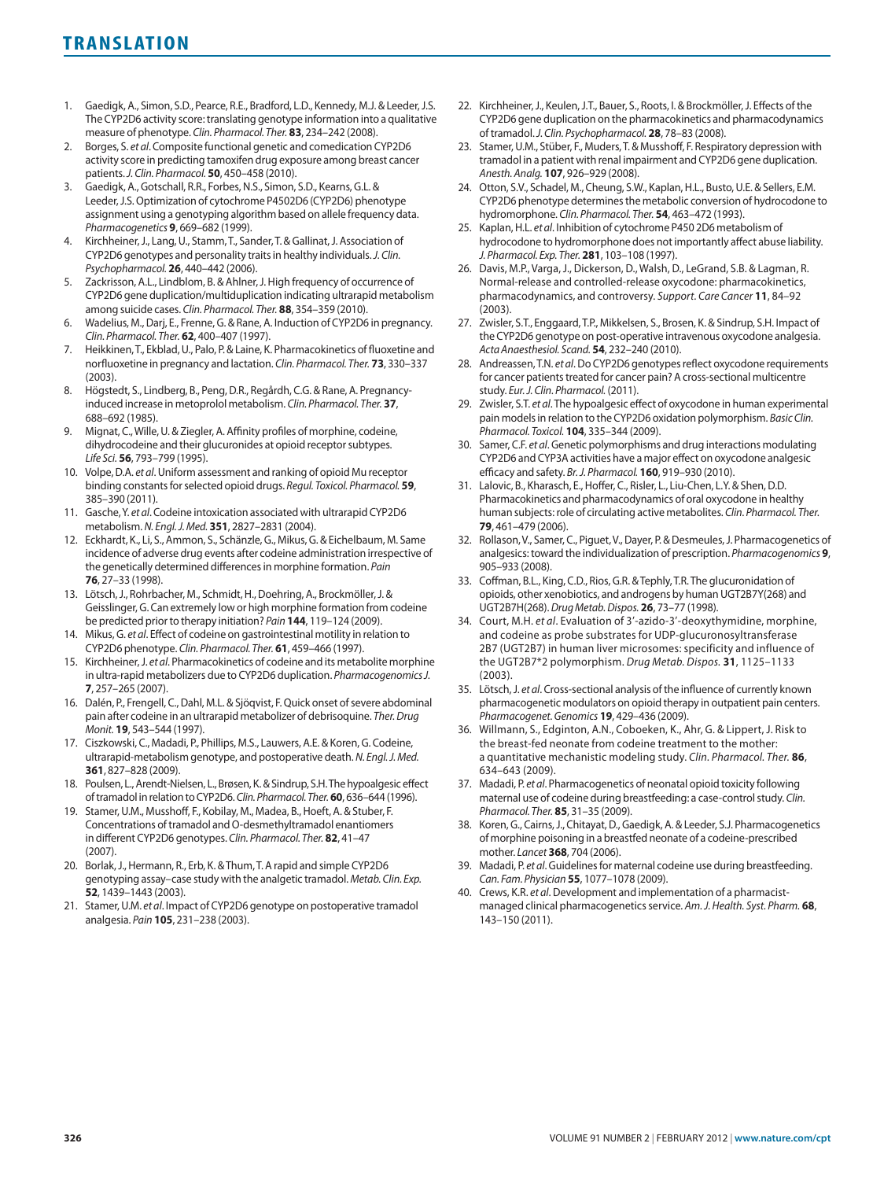1. Gaedigk, A., Simon, S.D., Pearce, R.E., Bradford, L.D., Kennedy, M.J. & Leeder, J.S. The CYP2D6 activity score: translating genotype information into a qualitative measure of phenotype. *Clin. Pharmacol. Ther.* **83**, 234–242 (2008).
2. Borges, S. *et al*. Composite functional genetic and comedication CYP2D6 activity score in predicting tamoxifen drug exposure among breast cancer patients. *J. Clin. Pharmacol.* **50**, 450–458 (2010).
3. Gaedigk, A., Gotschall, R.R., Forbes, N.S., Simon, S.D., Kearns, G.L. & Leeder, J.S. Optimization of cytochrome P4502D6 (CYP2D6) phenotype assignment using a genotyping algorithm based on allele frequency data. *Pharmacogenetics* **9**, 669–682 (1999).
4. Kirchheiner, J., Lang, U., Stamm, T., Sander, T. & Gallinat, J. Association of CYP2D6 genotypes and personality traits in healthy individuals. *J. Clin. Psychopharmacol.* **26**, 440–442 (2006).
5. Zackrisson, A.L., Lindblom, B. & Ahlner, J. High frequency of occurrence of CYP2D6 gene duplication/multiduplication indicating ultrarapid metabolism among suicide cases. *Clin. Pharmacol. Ther.* **88**, 354–359 (2010).
6. Wadelius, M., Darj, E., Frenne, G. & Rane, A. Induction of CYP2D6 in pregnancy. *Clin. Pharmacol. Ther.* **62**, 400–407 (1997).
7. Heikkinen, T., Ekblad, U., Palo, P. & Laine, K. Pharmacokinetics of fluoxetine and norfluoxetine in pregnancy and lactation. *Clin. Pharmacol. Ther.* **73**, 330–337 (2003).
8. Högstedt, S., Lindberg, B., Peng, D.R., Regårdh, C.G. & Rane, A. Pregnancy-induced increase in metoprolol metabolism. *Clin. Pharmacol. Ther.* **37**, 688–692 (1985).
9. Mignat, C., Wille, U. & Ziegler, A. Affinity profiles of morphine, codeine, dihydrocodeine and their glucuronides at opioid receptor subtypes. *Life Sci.* **56**, 793–799 (1995).
10. Volpe, D.A. *et al*. Uniform assessment and ranking of opioid Mu receptor binding constants for selected opioid drugs. *Regul. Toxicol. Pharmacol.* **59**, 385–390 (2011).
11. Gasche, Y. *et al*. Codeine intoxication associated with ultrarapid CYP2D6 metabolism. *N. Engl. J. Med.* **351**, 2827–2831 (2004).
12. Eckhardt, K., Li, S., Ammon, S., Schänzle, G., Mikus, G. & Eichelbaum, M. Same incidence of adverse drug events after codeine administration irrespective of the genetically determined differences in morphine formation. *Pain* **76**, 27–33 (1998).
13. Lötsch, J., Rohrbacher, M., Schmidt, H., Doehring, A., Brockmöller, J. & Geisslinger, G. Can extremely low or high morphine formation from codeine be predicted prior to therapy initiation? *Pain* **144**, 119–124 (2009).
14. Mikus, G. *et al*. Effect of codeine on gastrointestinal motility in relation to CYP2D6 phenotype. *Clin. Pharmacol. Ther.* **61**, 459–466 (1997).
15. Kirchheiner, J. *et al*. Pharmacokinetics of codeine and its metabolite morphine in ultra-rapid metabolizers due to CYP2D6 duplication. *Pharmacogenomics J.* **7**, 257–265 (2007).
16. Dalén, P., Frengell, C., Dahl, M.L. & Sjöqvist, F. Quick onset of severe abdominal pain after codeine in an ultrarapid metabolizer of debrisoquine. *Ther. Drug Monit.* **19**, 543–544 (1997).
17. Ciszkowski, C., Madadi, P., Phillips, M.S., Lauwers, A.E. & Koren, G. Codeine, ultrarapid-metabolism genotype, and postoperative death. *N. Engl. J. Med.* **361**, 827–828 (2009).
18. Poulsen, L., Arendt-Nielsen, L., Brøsen, K. & Sindrup, S.H. The hypoalgesic effect of tramadol in relation to CYP2D6. *Clin. Pharmacol. Ther.* **60**, 636–644 (1996).
19. Stamer, U.M., Musshoff, F., Kobilay, M., Madea, B., Hoeft, A. & Stuber, F. Concentrations of tramadol and O-desmethyltramadol enantiomers in different CYP2D6 genotypes. *Clin. Pharmacol. Ther.* **82**, 41–47 (2007).
20. Borlak, J., Hermann, R., Erb, K. & Thum, T. A rapid and simple CYP2D6 genotyping assay–case study with the analgetic tramadol. *Metab. Clin. Exp.* **52**, 1439–1443 (2003).
21. Stamer, U.M. *et al*. Impact of CYP2D6 genotype on postoperative tramadol analgesia. *Pain* **105**, 231–238 (2003).
22. Kirchheiner, J., Keulen, J.T., Bauer, S., Roots, I. & Brockmöller, J. Effects of the CYP2D6 gene duplication on the pharmacokinetics and pharmacodynamics of tramadol. *J. Clin. Psychopharmacol.* **28**, 78–83 (2008).
23. Stamer, U.M., Stüber, F., Muders, T. & Musshoff, F. Respiratory depression with tramadol in a patient with renal impairment and CYP2D6 gene duplication. *Anesth. Analg.* **107**, 926–929 (2008).
24. Otton, S.V., Schadel, M., Cheung, S.W., Kaplan, H.L., Busto, U.E. & Sellers, E.M. CYP2D6 phenotype determines the metabolic conversion of hydrocodone to hydromorphone. *Clin. Pharmacol. Ther.* **54**, 463–472 (1993).
25. Kaplan, H.L. *et al*. Inhibition of cytochrome P450 2D6 metabolism of hydrocodone to hydromorphone does not importantly affect abuse liability. *J. Pharmacol. Exp. Ther.* **281**, 103–108 (1997).
26. Davis, M.P., Varga, J., Dickerson, D., Walsh, D., LeGrand, S.B. & Lagman, R. Normal-release and controlled-release oxycodone: pharmacokinetics, pharmacodynamics, and controversy. *Support. Care Cancer* **11**, 84–92 (2003).
27. Zwisler, S.T., Enggaard, T.P., Mikkelsen, S., Brosen, K. & Sindrup, S.H. Impact of the CYP2D6 genotype on post-operative intravenous oxycodone analgesia. *Acta Anaesthesiol. Scand.* **54**, 232–240 (2010).
28. Andreassen, T.N. *et al*. Do CYP2D6 genotypes reflect oxycodone requirements for cancer patients treated for cancer pain? A cross-sectional multicentre study. *Eur. J. Clin. Pharmacol.* (2011).
29. Zwisler, S.T. *et al*. The hypoalgesic effect of oxycodone in human experimental pain models in relation to the CYP2D6 oxidation polymorphism. *Basic Clin. Pharmacol. Toxicol.* **104**, 335–344 (2009).
30. Samer, C.F. *et al*. Genetic polymorphisms and drug interactions modulating CYP2D6 and CYP3A activities have a major effect on oxycodone analgesic efficacy and safety. *Br. J. Pharmacol.* **160**, 919–930 (2010).
31. Lalovic, B., Kharasch, E., Hoffer, C., Risler, L., Liu-Chen, L.Y. & Shen, D.D. Pharmacokinetics and pharmacodynamics of oral oxycodone in healthy human subjects: role of circulating active metabolites. *Clin. Pharmacol. Ther.* **79**, 461–479 (2006).
32. Rollason, V., Samer, C., Piguet, V., Dayer, P. & Desmeules, J. Pharmacogenetics of analgesics: toward the individualization of prescription. *Pharmacogenomics* **9**, 905–933 (2008).
33. Coffman, B.L., King, C.D., Rios, G.R. & Tephly, T.R. The glucuronidation of opioids, other xenobiotics, and androgens by human UGT2B7Y(268) and UGT2B7H(268). *Drug Metab. Dispos.* **26**, 73–77 (1998).
34. Court, M.H. *et al*. Evaluation of 3′-azido-3′-deoxythymidine, morphine, and codeine as probe substrates for UDP-glucuronosyltransferase 2B7 (UGT2B7) in human liver microsomes: specificity and influence of the UGT2B7*2 polymorphism. *Drug Metab. Dispos.* **31**, 1125–1133 (2003).
35. Lötsch, J. *et al*. Cross-sectional analysis of the influence of currently known pharmacogenetic modulators on opioid therapy in outpatient pain centers. *Pharmacogenet. Genomics* **19**, 429–436 (2009).
36. Willmann, S., Edginton, A.N., Coboeken, K., Ahr, G. & Lippert, J. Risk to the breast-fed neonate from codeine treatment to the mother: a quantitative mechanistic modeling study. *Clin. Pharmacol. Ther.* **86**, 634–643 (2009).
37. Madadi, P. *et al*. Pharmacogenetics of neonatal opioid toxicity following maternal use of codeine during breastfeeding: a case-control study. *Clin. Pharmacol. Ther.* **85**, 31–35 (2009).
38. Koren, G., Cairns, J., Chitayat, D., Gaedigk, A. & Leeder, S.J. Pharmacogenetics of morphine poisoning in a breastfed neonate of a codeine-prescribed mother. *Lancet* **368**, 704 (2006).
39. Madadi, P. *et al*. Guidelines for maternal codeine use during breastfeeding. *Can. Fam. Physician* **55**, 1077–1078 (2009).
40. Crews, K.R. *et al*. Development and implementation of a pharmacist-managed clinical pharmacogenetics service. *Am. J. Health. Syst. Pharm.* **68**, 143–150 (2011).